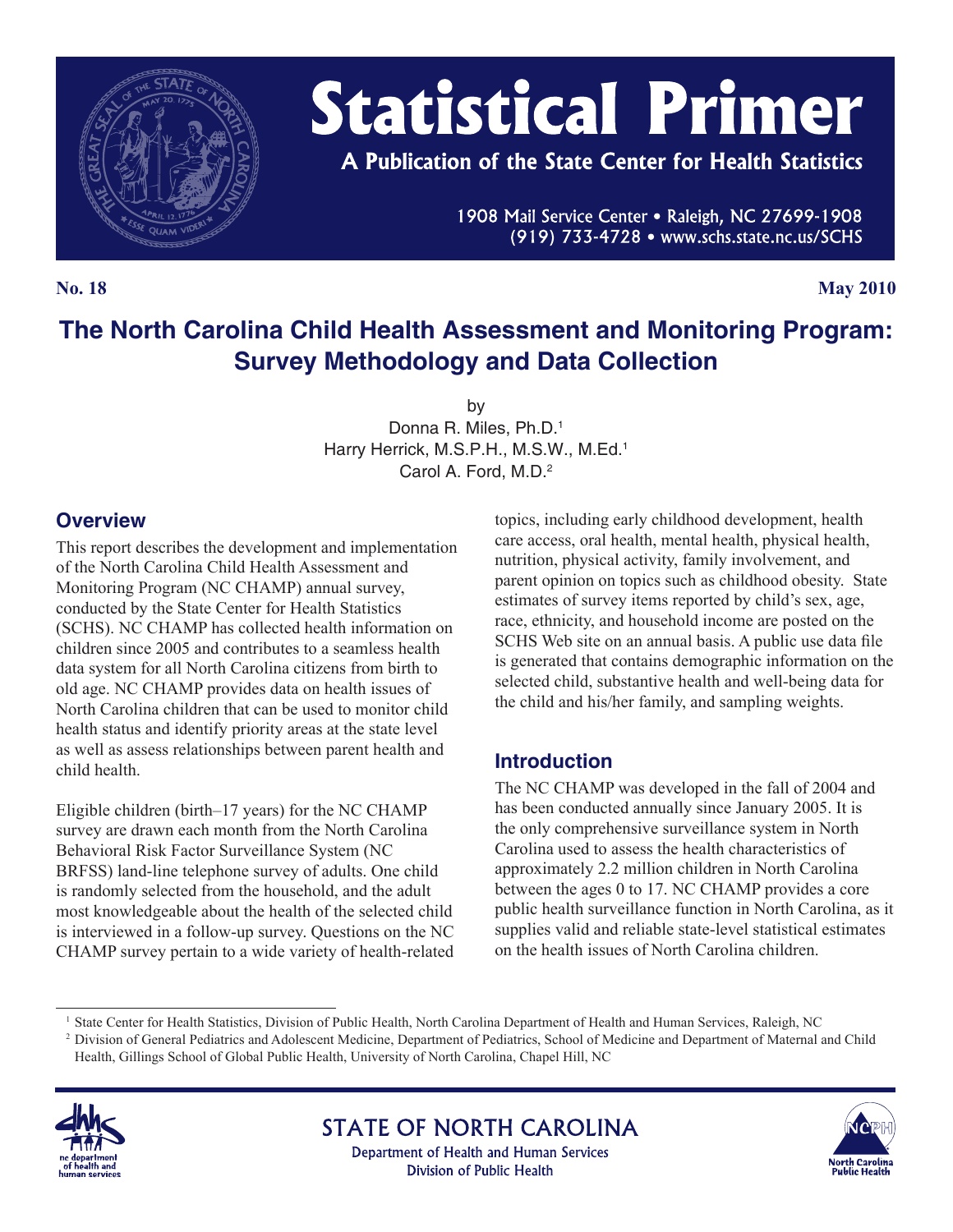# Statistical Primer

A Publication of the State Center for Health Statistics

1908 Mail Service Center • Raleigh, NC 27699-1908
(919) 733-4728 • www.schs.state.nc.us/SCHS

**No. 18** **May 2010**

# The North Carolina Child Health Assessment and Monitoring Program: Survey Methodology and Data Collection

by
Donna R. Miles, Ph.D.[1]
Harry Herrick, M.S.P.H., M.S.W., M.Ed.[1]
Carol A. Ford, M.D.[2]

## Overview

This report describes the development and implementation of the North Carolina Child Health Assessment and Monitoring Program (NC CHAMP) annual survey, conducted by the State Center for Health Statistics (SCHS). NC CHAMP has collected health information on children since 2005 and contributes to a seamless health data system for all North Carolina citizens from birth to old age. NC CHAMP provides data on health issues of North Carolina children that can be used to monitor child health status and identify priority areas at the state level as well as assess relationships between parent health and child health.

Eligible children (birth–17 years) for the NC CHAMP survey are drawn each month from the North Carolina Behavioral Risk Factor Surveillance System (NC BRFSS) land-line telephone survey of adults. One child is randomly selected from the household, and the adult most knowledgeable about the health of the selected child is interviewed in a follow-up survey. Questions on the NC CHAMP survey pertain to a wide variety of health-related topics, including early childhood development, health care access, oral health, mental health, physical health, nutrition, physical activity, family involvement, and parent opinion on topics such as childhood obesity. State estimates of survey items reported by child's sex, age, race, ethnicity, and household income are posted on the SCHS Web site on an annual basis. A public use data file is generated that contains demographic information on the selected child, substantive health and well-being data for the child and his/her family, and sampling weights.

## Introduction

The NC CHAMP was developed in the fall of 2004 and has been conducted annually since January 2005. It is the only comprehensive surveillance system in North Carolina used to assess the health characteristics of approximately 2.2 million children in North Carolina between the ages 0 to 17. NC CHAMP provides a core public health surveillance function in North Carolina, as it supplies valid and reliable state-level statistical estimates on the health issues of North Carolina children.

---

[1] State Center for Health Statistics, Division of Public Health, North Carolina Department of Health and Human Services, Raleigh, NC

[2] Division of General Pediatrics and Adolescent Medicine, Department of Pediatrics, School of Medicine and Department of Maternal and Child Health, Gillings School of Global Public Health, University of North Carolina, Chapel Hill, NC

STATE OF NORTH CAROLINA
Department of Health and Human Services
Division of Public Health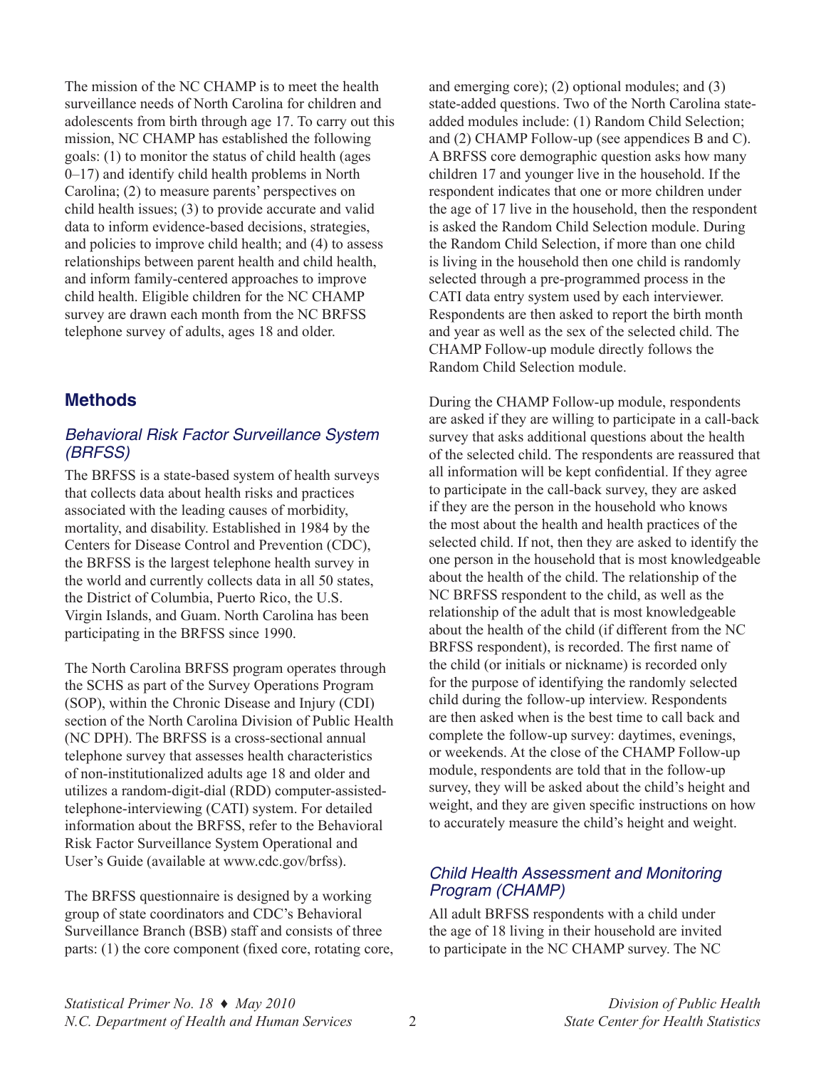The mission of the NC CHAMP is to meet the health surveillance needs of North Carolina for children and adolescents from birth through age 17. To carry out this mission, NC CHAMP has established the following goals: (1) to monitor the status of child health (ages 0–17) and identify child health problems in North Carolina; (2) to measure parents' perspectives on child health issues; (3) to provide accurate and valid data to inform evidence-based decisions, strategies, and policies to improve child health; and (4) to assess relationships between parent health and child health, and inform family-centered approaches to improve child health. Eligible children for the NC CHAMP survey are drawn each month from the NC BRFSS telephone survey of adults, ages 18 and older.

## Methods

### *Behavioral Risk Factor Surveillance System (BRFSS)*

The BRFSS is a state-based system of health surveys that collects data about health risks and practices associated with the leading causes of morbidity, mortality, and disability. Established in 1984 by the Centers for Disease Control and Prevention (CDC), the BRFSS is the largest telephone health survey in the world and currently collects data in all 50 states, the District of Columbia, Puerto Rico, the U.S. Virgin Islands, and Guam. North Carolina has been participating in the BRFSS since 1990.

The North Carolina BRFSS program operates through the SCHS as part of the Survey Operations Program (SOP), within the Chronic Disease and Injury (CDI) section of the North Carolina Division of Public Health (NC DPH). The BRFSS is a cross-sectional annual telephone survey that assesses health characteristics of non-institutionalized adults age 18 and older and utilizes a random-digit-dial (RDD) computer-assisted-telephone-interviewing (CATI) system. For detailed information about the BRFSS, refer to the Behavioral Risk Factor Surveillance System Operational and User's Guide (available at www.cdc.gov/brfss).

The BRFSS questionnaire is designed by a working group of state coordinators and CDC's Behavioral Surveillance Branch (BSB) staff and consists of three parts: (1) the core component (fixed core, rotating core, and emerging core); (2) optional modules; and (3) state-added questions. Two of the North Carolina state-added modules include: (1) Random Child Selection; and (2) CHAMP Follow-up (see appendices B and C). A BRFSS core demographic question asks how many children 17 and younger live in the household. If the respondent indicates that one or more children under the age of 17 live in the household, then the respondent is asked the Random Child Selection module. During the Random Child Selection, if more than one child is living in the household then one child is randomly selected through a pre-programmed process in the CATI data entry system used by each interviewer. Respondents are then asked to report the birth month and year as well as the sex of the selected child. The CHAMP Follow-up module directly follows the Random Child Selection module.

During the CHAMP Follow-up module, respondents are asked if they are willing to participate in a call-back survey that asks additional questions about the health of the selected child. The respondents are reassured that all information will be kept confidential. If they agree to participate in the call-back survey, they are asked if they are the person in the household who knows the most about the health and health practices of the selected child. If not, then they are asked to identify the one person in the household that is most knowledgeable about the health of the child. The relationship of the NC BRFSS respondent to the child, as well as the relationship of the adult that is most knowledgeable about the health of the child (if different from the NC BRFSS respondent), is recorded. The first name of the child (or initials or nickname) is recorded only for the purpose of identifying the randomly selected child during the follow-up interview. Respondents are then asked when is the best time to call back and complete the follow-up survey: daytimes, evenings, or weekends. At the close of the CHAMP Follow-up module, respondents are told that in the follow-up survey, they will be asked about the child's height and weight, and they are given specific instructions on how to accurately measure the child's height and weight.

### *Child Health Assessment and Monitoring Program (CHAMP)*

All adult BRFSS respondents with a child under the age of 18 living in their household are invited to participate in the NC CHAMP survey. The NC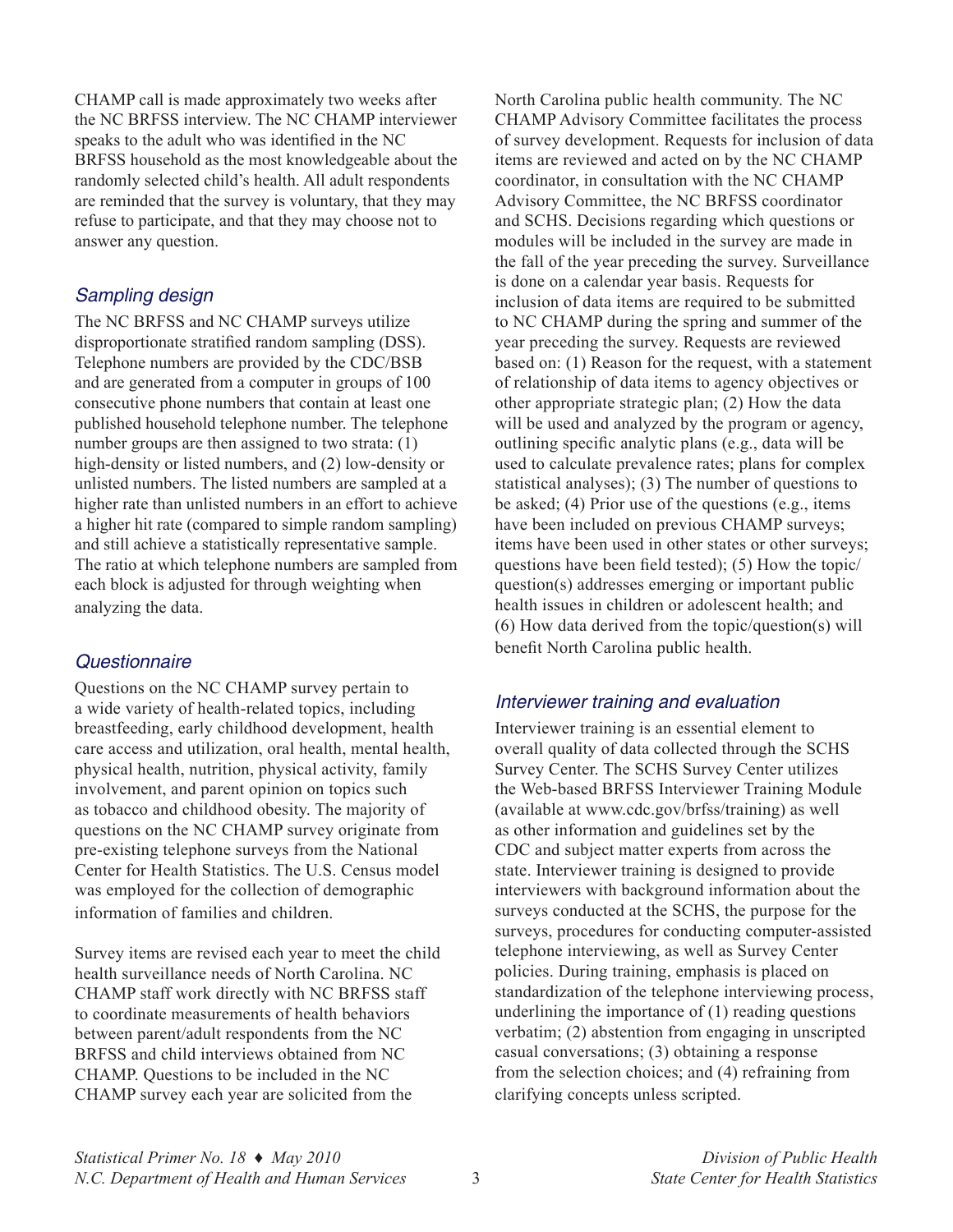CHAMP call is made approximately two weeks after the NC BRFSS interview. The NC CHAMP interviewer speaks to the adult who was identified in the NC BRFSS household as the most knowledgeable about the randomly selected child's health. All adult respondents are reminded that the survey is voluntary, that they may refuse to participate, and that they may choose not to answer any question.

### *Sampling design*

The NC BRFSS and NC CHAMP surveys utilize disproportionate stratified random sampling (DSS). Telephone numbers are provided by the CDC/BSB and are generated from a computer in groups of 100 consecutive phone numbers that contain at least one published household telephone number. The telephone number groups are then assigned to two strata: (1) high-density or listed numbers, and (2) low-density or unlisted numbers. The listed numbers are sampled at a higher rate than unlisted numbers in an effort to achieve a higher hit rate (compared to simple random sampling) and still achieve a statistically representative sample. The ratio at which telephone numbers are sampled from each block is adjusted for through weighting when analyzing the data.

### *Questionnaire*

Questions on the NC CHAMP survey pertain to a wide variety of health-related topics, including breastfeeding, early childhood development, health care access and utilization, oral health, mental health, physical health, nutrition, physical activity, family involvement, and parent opinion on topics such as tobacco and childhood obesity. The majority of questions on the NC CHAMP survey originate from pre-existing telephone surveys from the National Center for Health Statistics. The U.S. Census model was employed for the collection of demographic information of families and children.

Survey items are revised each year to meet the child health surveillance needs of North Carolina. NC CHAMP staff work directly with NC BRFSS staff to coordinate measurements of health behaviors between parent/adult respondents from the NC BRFSS and child interviews obtained from NC CHAMP. Questions to be included in the NC CHAMP survey each year are solicited from the North Carolina public health community. The NC CHAMP Advisory Committee facilitates the process of survey development. Requests for inclusion of data items are reviewed and acted on by the NC CHAMP coordinator, in consultation with the NC CHAMP Advisory Committee, the NC BRFSS coordinator and SCHS. Decisions regarding which questions or modules will be included in the survey are made in the fall of the year preceding the survey. Surveillance is done on a calendar year basis. Requests for inclusion of data items are required to be submitted to NC CHAMP during the spring and summer of the year preceding the survey. Requests are reviewed based on: (1) Reason for the request, with a statement of relationship of data items to agency objectives or other appropriate strategic plan; (2) How the data will be used and analyzed by the program or agency, outlining specific analytic plans (e.g., data will be used to calculate prevalence rates; plans for complex statistical analyses); (3) The number of questions to be asked; (4) Prior use of the questions (e.g., items have been included on previous CHAMP surveys; items have been used in other states or other surveys; questions have been field tested); (5) How the topic/question(s) addresses emerging or important public health issues in children or adolescent health; and (6) How data derived from the topic/question(s) will benefit North Carolina public health.

### *Interviewer training and evaluation*

Interviewer training is an essential element to overall quality of data collected through the SCHS Survey Center. The SCHS Survey Center utilizes the Web-based BRFSS Interviewer Training Module (available at www.cdc.gov/brfss/training) as well as other information and guidelines set by the CDC and subject matter experts from across the state. Interviewer training is designed to provide interviewers with background information about the surveys conducted at the SCHS, the purpose for the surveys, procedures for conducting computer-assisted telephone interviewing, as well as Survey Center policies. During training, emphasis is placed on standardization of the telephone interviewing process, underlining the importance of (1) reading questions verbatim; (2) abstention from engaging in unscripted casual conversations; (3) obtaining a response from the selection choices; and (4) refraining from clarifying concepts unless scripted.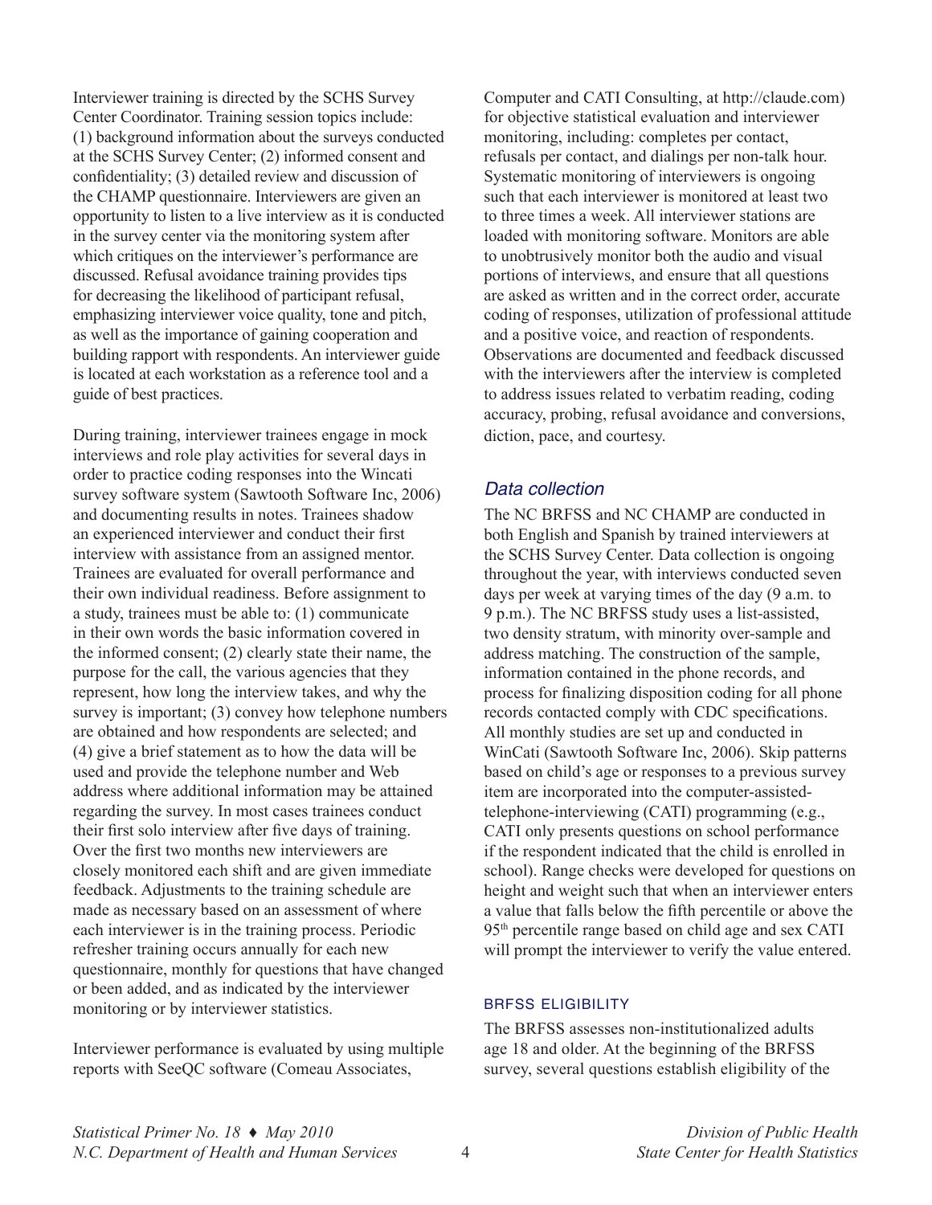Interviewer training is directed by the SCHS Survey Center Coordinator. Training session topics include: (1) background information about the surveys conducted at the SCHS Survey Center; (2) informed consent and confidentiality; (3) detailed review and discussion of the CHAMP questionnaire. Interviewers are given an opportunity to listen to a live interview as it is conducted in the survey center via the monitoring system after which critiques on the interviewer's performance are discussed. Refusal avoidance training provides tips for decreasing the likelihood of participant refusal, emphasizing interviewer voice quality, tone and pitch, as well as the importance of gaining cooperation and building rapport with respondents. An interviewer guide is located at each workstation as a reference tool and a guide of best practices.

During training, interviewer trainees engage in mock interviews and role play activities for several days in order to practice coding responses into the Wincati survey software system (Sawtooth Software Inc, 2006) and documenting results in notes. Trainees shadow an experienced interviewer and conduct their first interview with assistance from an assigned mentor. Trainees are evaluated for overall performance and their own individual readiness. Before assignment to a study, trainees must be able to: (1) communicate in their own words the basic information covered in the informed consent; (2) clearly state their name, the purpose for the call, the various agencies that they represent, how long the interview takes, and why the survey is important; (3) convey how telephone numbers are obtained and how respondents are selected; and (4) give a brief statement as to how the data will be used and provide the telephone number and Web address where additional information may be attained regarding the survey. In most cases trainees conduct their first solo interview after five days of training. Over the first two months new interviewers are closely monitored each shift and are given immediate feedback. Adjustments to the training schedule are made as necessary based on an assessment of where each interviewer is in the training process. Periodic refresher training occurs annually for each new questionnaire, monthly for questions that have changed or been added, and as indicated by the interviewer monitoring or by interviewer statistics.

Interviewer performance is evaluated by using multiple reports with SeeQC software (Comeau Associates, Computer and CATI Consulting, at http://claude.com) for objective statistical evaluation and interviewer monitoring, including: completes per contact, refusals per contact, and dialings per non-talk hour. Systematic monitoring of interviewers is ongoing such that each interviewer is monitored at least two to three times a week. All interviewer stations are loaded with monitoring software. Monitors are able to unobtrusively monitor both the audio and visual portions of interviews, and ensure that all questions are asked as written and in the correct order, accurate coding of responses, utilization of professional attitude and a positive voice, and reaction of respondents. Observations are documented and feedback discussed with the interviewers after the interview is completed to address issues related to verbatim reading, coding accuracy, probing, refusal avoidance and conversions, diction, pace, and courtesy.

### *Data collection*

The NC BRFSS and NC CHAMP are conducted in both English and Spanish by trained interviewers at the SCHS Survey Center. Data collection is ongoing throughout the year, with interviews conducted seven days per week at varying times of the day (9 a.m. to 9 p.m.). The NC BRFSS study uses a list-assisted, two density stratum, with minority over-sample and address matching. The construction of the sample, information contained in the phone records, and process for finalizing disposition coding for all phone records contacted comply with CDC specifications. All monthly studies are set up and conducted in WinCati (Sawtooth Software Inc, 2006). Skip patterns based on child's age or responses to a previous survey item are incorporated into the computer-assisted-telephone-interviewing (CATI) programming (e.g., CATI only presents questions on school performance if the respondent indicated that the child is enrolled in school). Range checks were developed for questions on height and weight such that when an interviewer enters a value that falls below the fifth percentile or above the 95th percentile range based on child age and sex CATI will prompt the interviewer to verify the value entered.

#### BRFSS ELIGIBILITY

The BRFSS assesses non-institutionalized adults age 18 and older. At the beginning of the BRFSS survey, several questions establish eligibility of the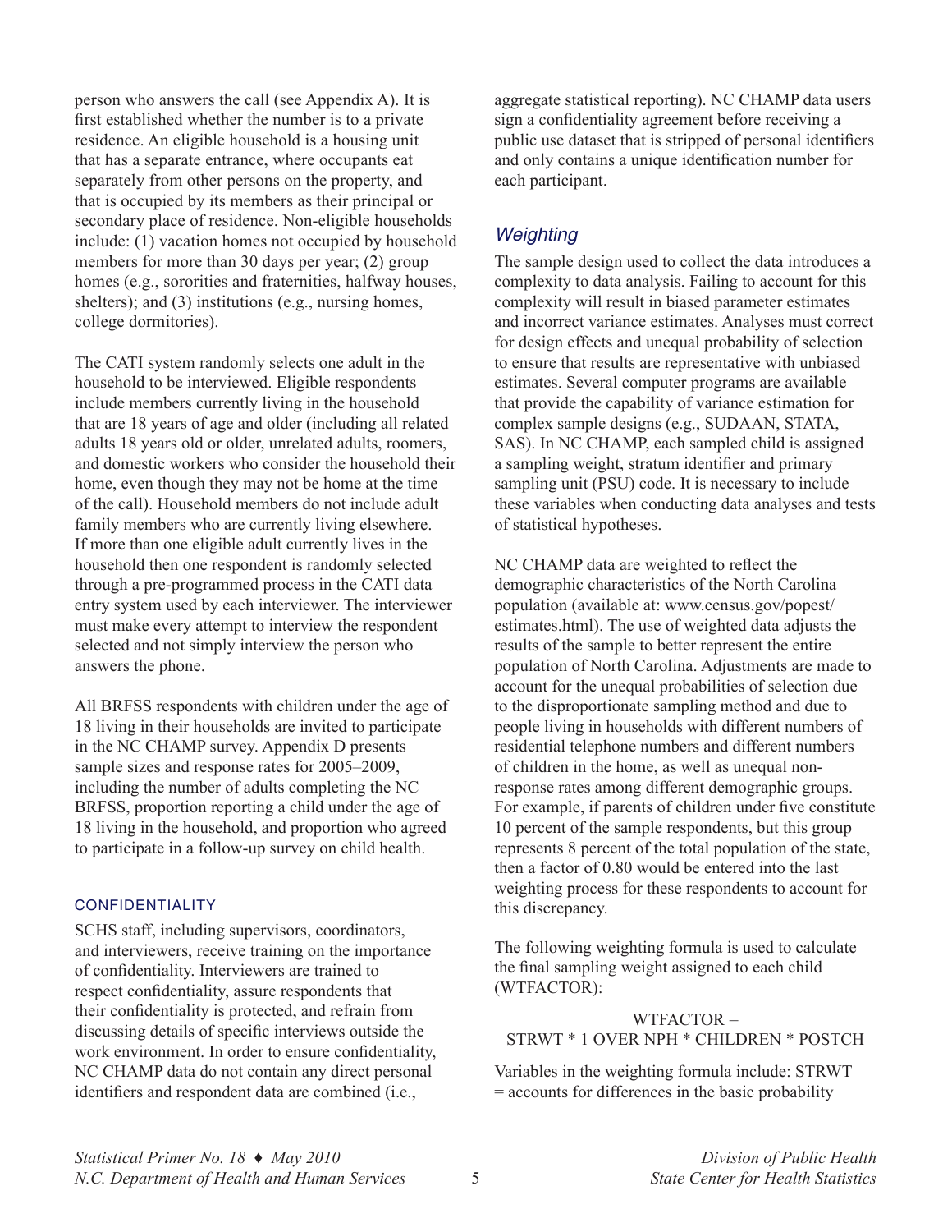person who answers the call (see Appendix A). It is first established whether the number is to a private residence. An eligible household is a housing unit that has a separate entrance, where occupants eat separately from other persons on the property, and that is occupied by its members as their principal or secondary place of residence. Non-eligible households include: (1) vacation homes not occupied by household members for more than 30 days per year; (2) group homes (e.g., sororities and fraternities, halfway houses, shelters); and (3) institutions (e.g., nursing homes, college dormitories).

The CATI system randomly selects one adult in the household to be interviewed. Eligible respondents include members currently living in the household that are 18 years of age and older (including all related adults 18 years old or older, unrelated adults, roomers, and domestic workers who consider the household their home, even though they may not be home at the time of the call). Household members do not include adult family members who are currently living elsewhere. If more than one eligible adult currently lives in the household then one respondent is randomly selected through a pre-programmed process in the CATI data entry system used by each interviewer. The interviewer must make every attempt to interview the respondent selected and not simply interview the person who answers the phone.

All BRFSS respondents with children under the age of 18 living in their households are invited to participate in the NC CHAMP survey. Appendix D presents sample sizes and response rates for 2005–2009, including the number of adults completing the NC BRFSS, proportion reporting a child under the age of 18 living in the household, and proportion who agreed to participate in a follow-up survey on child health.

### CONFIDENTIALITY

SCHS staff, including supervisors, coordinators, and interviewers, receive training on the importance of confidentiality. Interviewers are trained to respect confidentiality, assure respondents that their confidentiality is protected, and refrain from discussing details of specific interviews outside the work environment. In order to ensure confidentiality, NC CHAMP data do not contain any direct personal identifiers and respondent data are combined (i.e., aggregate statistical reporting). NC CHAMP data users sign a confidentiality agreement before receiving a public use dataset that is stripped of personal identifiers and only contains a unique identification number for each participant.

## *Weighting*

The sample design used to collect the data introduces a complexity to data analysis. Failing to account for this complexity will result in biased parameter estimates and incorrect variance estimates. Analyses must correct for design effects and unequal probability of selection to ensure that results are representative with unbiased estimates. Several computer programs are available that provide the capability of variance estimation for complex sample designs (e.g., SUDAAN, STATA, SAS). In NC CHAMP, each sampled child is assigned a sampling weight, stratum identifier and primary sampling unit (PSU) code. It is necessary to include these variables when conducting data analyses and tests of statistical hypotheses.

NC CHAMP data are weighted to reflect the demographic characteristics of the North Carolina population (available at: www.census.gov/popest/estimates.html). The use of weighted data adjusts the results of the sample to better represent the entire population of North Carolina. Adjustments are made to account for the unequal probabilities of selection due to the disproportionate sampling method and due to people living in households with different numbers of residential telephone numbers and different numbers of children in the home, as well as unequal non-response rates among different demographic groups. For example, if parents of children under five constitute 10 percent of the sample respondents, but this group represents 8 percent of the total population of the state, then a factor of 0.80 would be entered into the last weighting process for these respondents to account for this discrepancy.

The following weighting formula is used to calculate the final sampling weight assigned to each child (WTFACTOR):

WTFACTOR =
STRWT * 1 OVER NPH * CHILDREN * POSTCH

Variables in the weighting formula include: STRWT = accounts for differences in the basic probability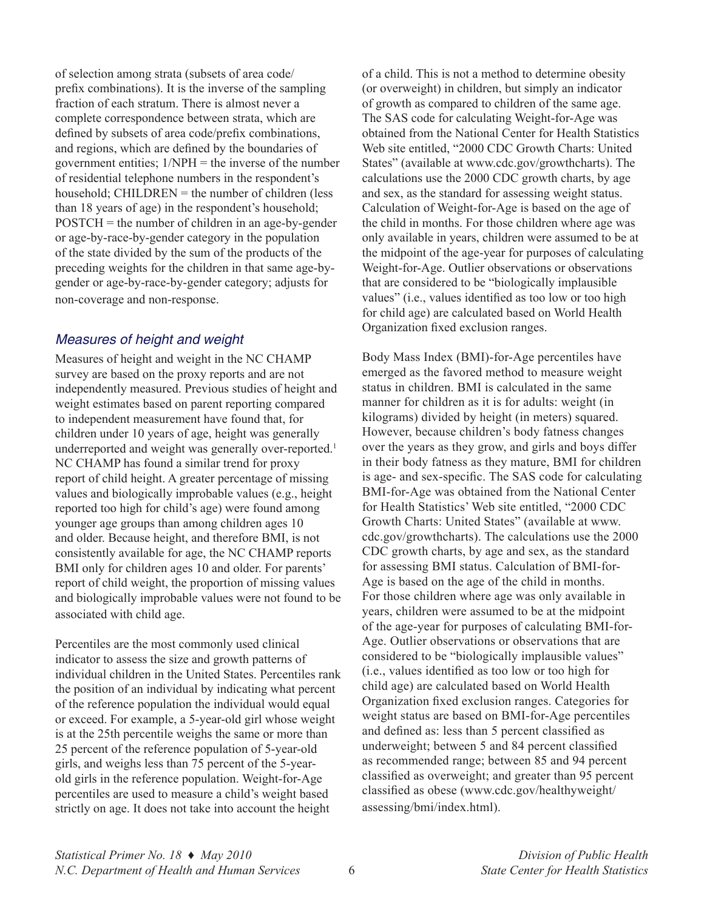of selection among strata (subsets of area code/prefix combinations). It is the inverse of the sampling fraction of each stratum. There is almost never a complete correspondence between strata, which are defined by subsets of area code/prefix combinations, and regions, which are defined by the boundaries of government entities; 1/NPH = the inverse of the number of residential telephone numbers in the respondent's household; CHILDREN = the number of children (less than 18 years of age) in the respondent's household; POSTCH = the number of children in an age-by-gender or age-by-race-by-gender category in the population of the state divided by the sum of the products of the preceding weights for the children in that same age-by-gender or age-by-race-by-gender category; adjusts for non-coverage and non-response.

### *Measures of height and weight*

Measures of height and weight in the NC CHAMP survey are based on the proxy reports and are not independently measured. Previous studies of height and weight estimates based on parent reporting compared to independent measurement have found that, for children under 10 years of age, height was generally underreported and weight was generally over-reported.[1] NC CHAMP has found a similar trend for proxy report of child height. A greater percentage of missing values and biologically improbable values (e.g., height reported too high for child's age) were found among younger age groups than among children ages 10 and older. Because height, and therefore BMI, is not consistently available for age, the NC CHAMP reports BMI only for children ages 10 and older. For parents' report of child weight, the proportion of missing values and biologically improbable values were not found to be associated with child age.

Percentiles are the most commonly used clinical indicator to assess the size and growth patterns of individual children in the United States. Percentiles rank the position of an individual by indicating what percent of the reference population the individual would equal or exceed. For example, a 5-year-old girl whose weight is at the 25th percentile weighs the same or more than 25 percent of the reference population of 5-year-old girls, and weighs less than 75 percent of the 5-year-old girls in the reference population. Weight-for-Age percentiles are used to measure a child's weight based strictly on age. It does not take into account the height of a child. This is not a method to determine obesity (or overweight) in children, but simply an indicator of growth as compared to children of the same age. The SAS code for calculating Weight-for-Age was obtained from the National Center for Health Statistics Web site entitled, "2000 CDC Growth Charts: United States" (available at www.cdc.gov/growthcharts). The calculations use the 2000 CDC growth charts, by age and sex, as the standard for assessing weight status. Calculation of Weight-for-Age is based on the age of the child in months. For those children where age was only available in years, children were assumed to be at the midpoint of the age-year for purposes of calculating Weight-for-Age. Outlier observations or observations that are considered to be "biologically implausible values" (i.e., values identified as too low or too high for child age) are calculated based on World Health Organization fixed exclusion ranges.

Body Mass Index (BMI)-for-Age percentiles have emerged as the favored method to measure weight status in children. BMI is calculated in the same manner for children as it is for adults: weight (in kilograms) divided by height (in meters) squared. However, because children's body fatness changes over the years as they grow, and girls and boys differ in their body fatness as they mature, BMI for children is age- and sex-specific. The SAS code for calculating BMI-for-Age was obtained from the National Center for Health Statistics' Web site entitled, "2000 CDC Growth Charts: United States" (available at www.cdc.gov/growthcharts). The calculations use the 2000 CDC growth charts, by age and sex, as the standard for assessing BMI status. Calculation of BMI-for-Age is based on the age of the child in months. For those children where age was only available in years, children were assumed to be at the midpoint of the age-year for purposes of calculating BMI-for-Age. Outlier observations or observations that are considered to be "biologically implausible values" (i.e., values identified as too low or too high for child age) are calculated based on World Health Organization fixed exclusion ranges. Categories for weight status are based on BMI-for-Age percentiles and defined as: less than 5 percent classified as underweight; between 5 and 84 percent classified as recommended range; between 85 and 94 percent classified as overweight; and greater than 95 percent classified as obese (www.cdc.gov/healthyweight/assessing/bmi/index.html).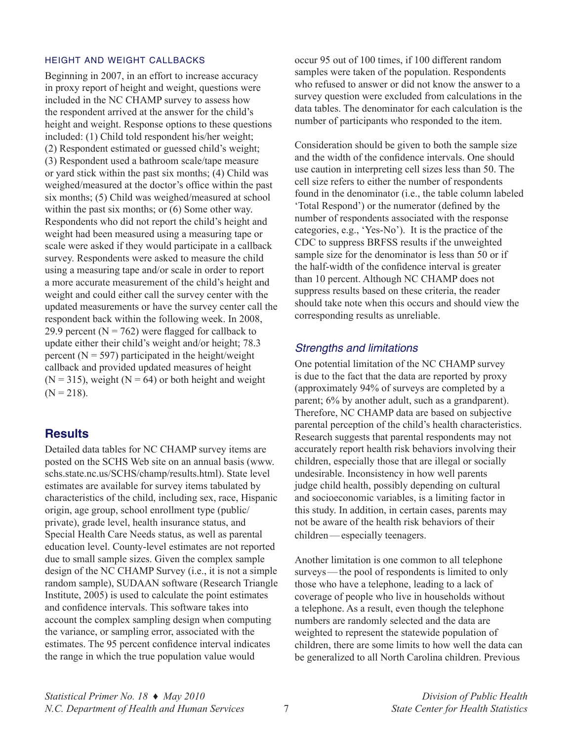### HEIGHT AND WEIGHT CALLBACKS

Beginning in 2007, in an effort to increase accuracy in proxy report of height and weight, questions were included in the NC CHAMP survey to assess how the respondent arrived at the answer for the child's height and weight. Response options to these questions included: (1) Child told respondent his/her weight; (2) Respondent estimated or guessed child's weight; (3) Respondent used a bathroom scale/tape measure or yard stick within the past six months; (4) Child was weighed/measured at the doctor's office within the past six months; (5) Child was weighed/measured at school within the past six months; or (6) Some other way. Respondents who did not report the child's height and weight had been measured using a measuring tape or scale were asked if they would participate in a callback survey. Respondents were asked to measure the child using a measuring tape and/or scale in order to report a more accurate measurement of the child's height and weight and could either call the survey center with the updated measurements or have the survey center call the respondent back within the following week. In 2008, 29.9 percent (N = 762) were flagged for callback to update either their child's weight and/or height; 78.3 percent (N = 597) participated in the height/weight callback and provided updated measures of height (N = 315), weight (N = 64) or both height and weight (N = 218).

## Results

Detailed data tables for NC CHAMP survey items are posted on the SCHS Web site on an annual basis (www.schs.state.nc.us/SCHS/champ/results.html). State level estimates are available for survey items tabulated by characteristics of the child, including sex, race, Hispanic origin, age group, school enrollment type (public/private), grade level, health insurance status, and Special Health Care Needs status, as well as parental education level. County-level estimates are not reported due to small sample sizes. Given the complex sample design of the NC CHAMP Survey (i.e., it is not a simple random sample), SUDAAN software (Research Triangle Institute, 2005) is used to calculate the point estimates and confidence intervals. This software takes into account the complex sampling design when computing the variance, or sampling error, associated with the estimates. The 95 percent confidence interval indicates the range in which the true population value would occur 95 out of 100 times, if 100 different random samples were taken of the population. Respondents who refused to answer or did not know the answer to a survey question were excluded from calculations in the data tables. The denominator for each calculation is the number of participants who responded to the item.

Consideration should be given to both the sample size and the width of the confidence intervals. One should use caution in interpreting cell sizes less than 50. The cell size refers to either the number of respondents found in the denominator (i.e., the table column labeled 'Total Respond') or the numerator (defined by the number of respondents associated with the response categories, e.g., 'Yes-No'). It is the practice of the CDC to suppress BRFSS results if the unweighted sample size for the denominator is less than 50 or if the half-width of the confidence interval is greater than 10 percent. Although NC CHAMP does not suppress results based on these criteria, the reader should take note when this occurs and should view the corresponding results as unreliable.

### *Strengths and limitations*

One potential limitation of the NC CHAMP survey is due to the fact that the data are reported by proxy (approximately 94% of surveys are completed by a parent; 6% by another adult, such as a grandparent). Therefore, NC CHAMP data are based on subjective parental perception of the child's health characteristics. Research suggests that parental respondents may not accurately report health risk behaviors involving their children, especially those that are illegal or socially undesirable. Inconsistency in how well parents judge child health, possibly depending on cultural and socioeconomic variables, is a limiting factor in this study. In addition, in certain cases, parents may not be aware of the health risk behaviors of their children — especially teenagers.

Another limitation is one common to all telephone surveys — the pool of respondents is limited to only those who have a telephone, leading to a lack of coverage of people who live in households without a telephone. As a result, even though the telephone numbers are randomly selected and the data are weighted to represent the statewide population of children, there are some limits to how well the data can be generalized to all North Carolina children. Previous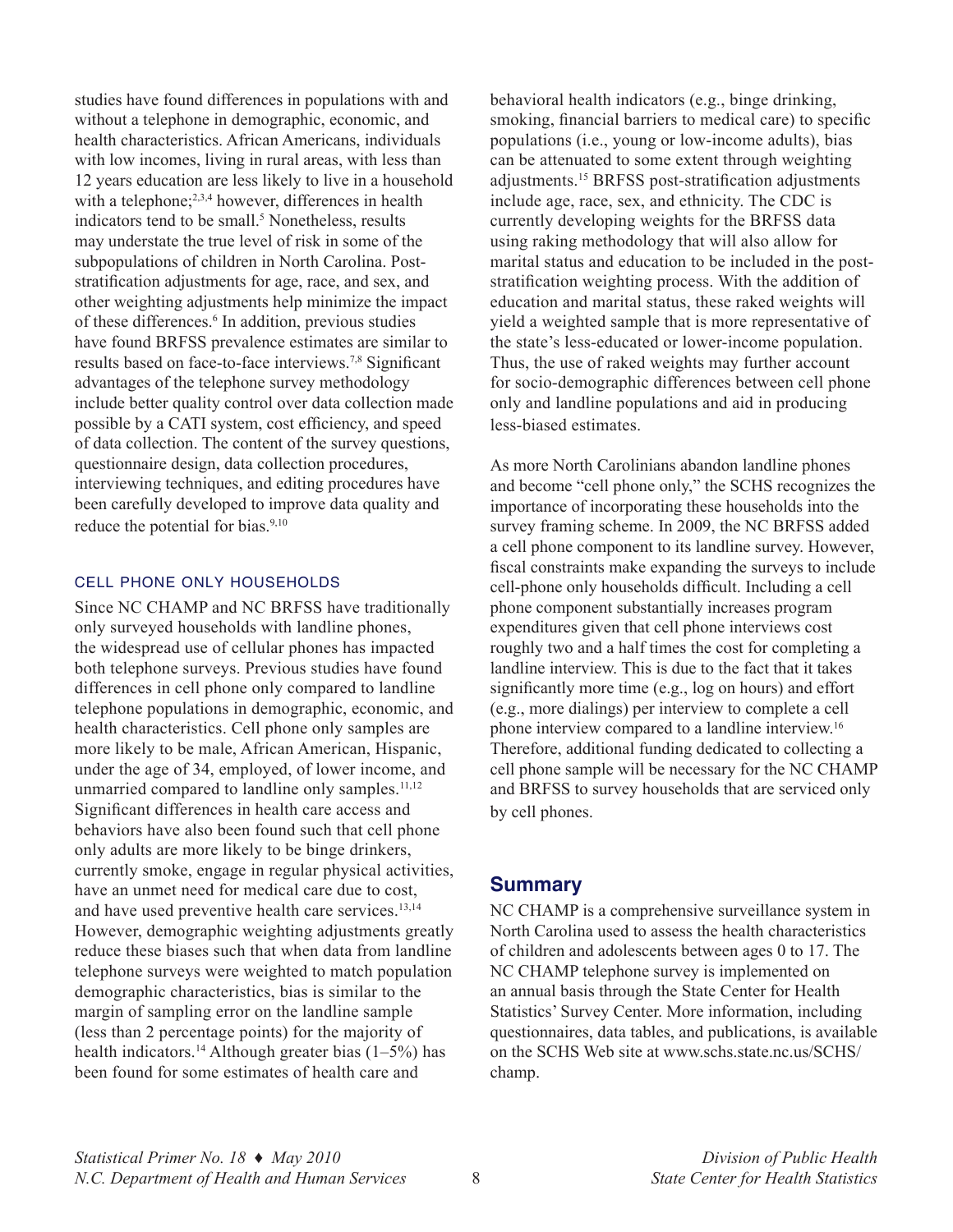studies have found differences in populations with and without a telephone in demographic, economic, and health characteristics. African Americans, individuals with low incomes, living in rural areas, with less than 12 years education are less likely to live in a household with a telephone;[2,3,4] however, differences in health indicators tend to be small.[5] Nonetheless, results may understate the true level of risk in some of the subpopulations of children in North Carolina. Post-stratification adjustments for age, race, and sex, and other weighting adjustments help minimize the impact of these differences.[6] In addition, previous studies have found BRFSS prevalence estimates are similar to results based on face-to-face interviews.[7,8] Significant advantages of the telephone survey methodology include better quality control over data collection made possible by a CATI system, cost efficiency, and speed of data collection. The content of the survey questions, questionnaire design, data collection procedures, interviewing techniques, and editing procedures have been carefully developed to improve data quality and reduce the potential for bias.[9,10]

### CELL PHONE ONLY HOUSEHOLDS

Since NC CHAMP and NC BRFSS have traditionally only surveyed households with landline phones, the widespread use of cellular phones has impacted both telephone surveys. Previous studies have found differences in cell phone only compared to landline telephone populations in demographic, economic, and health characteristics. Cell phone only samples are more likely to be male, African American, Hispanic, under the age of 34, employed, of lower income, and unmarried compared to landline only samples.[11,12] Significant differences in health care access and behaviors have also been found such that cell phone only adults are more likely to be binge drinkers, currently smoke, engage in regular physical activities, have an unmet need for medical care due to cost, and have used preventive health care services.[13,14] However, demographic weighting adjustments greatly reduce these biases such that when data from landline telephone surveys were weighted to match population demographic characteristics, bias is similar to the margin of sampling error on the landline sample (less than 2 percentage points) for the majority of health indicators.[14] Although greater bias (1–5%) has been found for some estimates of health care and behavioral health indicators (e.g., binge drinking, smoking, financial barriers to medical care) to specific populations (i.e., young or low-income adults), bias can be attenuated to some extent through weighting adjustments.[15] BRFSS post-stratification adjustments include age, race, sex, and ethnicity. The CDC is currently developing weights for the BRFSS data using raking methodology that will also allow for marital status and education to be included in the post-stratification weighting process. With the addition of education and marital status, these raked weights will yield a weighted sample that is more representative of the state's less-educated or lower-income population. Thus, the use of raked weights may further account for socio-demographic differences between cell phone only and landline populations and aid in producing less-biased estimates.

As more North Carolinians abandon landline phones and become "cell phone only," the SCHS recognizes the importance of incorporating these households into the survey framing scheme. In 2009, the NC BRFSS added a cell phone component to its landline survey. However, fiscal constraints make expanding the surveys to include cell-phone only households difficult. Including a cell phone component substantially increases program expenditures given that cell phone interviews cost roughly two and a half times the cost for completing a landline interview. This is due to the fact that it takes significantly more time (e.g., log on hours) and effort (e.g., more dialings) per interview to complete a cell phone interview compared to a landline interview.[16] Therefore, additional funding dedicated to collecting a cell phone sample will be necessary for the NC CHAMP and BRFSS to survey households that are serviced only by cell phones.

## Summary

NC CHAMP is a comprehensive surveillance system in North Carolina used to assess the health characteristics of children and adolescents between ages 0 to 17. The NC CHAMP telephone survey is implemented on an annual basis through the State Center for Health Statistics' Survey Center. More information, including questionnaires, data tables, and publications, is available on the SCHS Web site at www.schs.state.nc.us/SCHS/champ.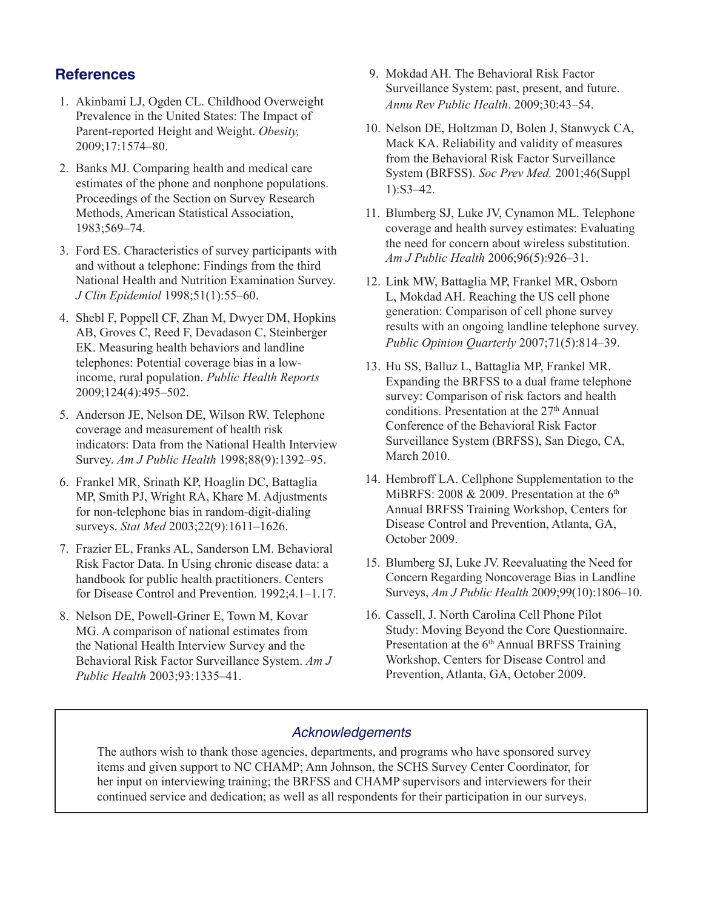## References

1. Akinbami LJ, Ogden CL. Childhood Overweight Prevalence in the United States: The Impact of Parent-reported Height and Weight. *Obesity,* 2009;17:1574–80.
2. Banks MJ. Comparing health and medical care estimates of the phone and nonphone populations. Proceedings of the Section on Survey Research Methods, American Statistical Association, 1983;569–74.
3. Ford ES. Characteristics of survey participants with and without a telephone: Findings from the third National Health and Nutrition Examination Survey. *J Clin Epidemiol* 1998;51(1):55–60.
4. Shebl F, Poppell CF, Zhan M, Dwyer DM, Hopkins AB, Groves C, Reed F, Devadason C, Steinberger EK. Measuring health behaviors and landline telephones: Potential coverage bias in a low-income, rural population. *Public Health Reports* 2009;124(4):495–502.
5. Anderson JE, Nelson DE, Wilson RW. Telephone coverage and measurement of health risk indicators: Data from the National Health Interview Survey. *Am J Public Health* 1998;88(9):1392–95.
6. Frankel MR, Srinath KP, Hoaglin DC, Battaglia MP, Smith PJ, Wright RA, Khare M. Adjustments for non-telephone bias in random-digit-dialing surveys. *Stat Med* 2003;22(9):1611–1626.
7. Frazier EL, Franks AL, Sanderson LM. Behavioral Risk Factor Data. In Using chronic disease data: a handbook for public health practitioners. Centers for Disease Control and Prevention. 1992;4.1–1.17.
8. Nelson DE, Powell-Griner E, Town M, Kovar MG. A comparison of national estimates from the National Health Interview Survey and the Behavioral Risk Factor Surveillance System. *Am J Public Health* 2003;93:1335–41.
9. Mokdad AH. The Behavioral Risk Factor Surveillance System: past, present, and future. *Annu Rev Public Health*. 2009;30:43–54.
10. Nelson DE, Holtzman D, Bolen J, Stanwyck CA, Mack KA. Reliability and validity of measures from the Behavioral Risk Factor Surveillance System (BRFSS). *Soc Prev Med.* 2001;46(Suppl 1):S3–42.
11. Blumberg SJ, Luke JV, Cynamon ML. Telephone coverage and health survey estimates: Evaluating the need for concern about wireless substitution. *Am J Public Health* 2006;96(5):926–31.
12. Link MW, Battaglia MP, Frankel MR, Osborn L, Mokdad AH. Reaching the US cell phone generation: Comparison of cell phone survey results with an ongoing landline telephone survey. *Public Opinion Quarterly* 2007;71(5):814–39.
13. Hu SS, Balluz L, Battaglia MP, Frankel MR. Expanding the BRFSS to a dual frame telephone survey: Comparison of risk factors and health conditions. Presentation at the 27th Annual Conference of the Behavioral Risk Factor Surveillance System (BRFSS), San Diego, CA, March 2010.
14. Hembroff LA. Cellphone Supplementation to the MiBRFS: 2008 & 2009. Presentation at the 6th Annual BRFSS Training Workshop, Centers for Disease Control and Prevention, Atlanta, GA, October 2009.
15. Blumberg SJ, Luke JV. Reevaluating the Need for Concern Regarding Noncoverage Bias in Landline Surveys, *Am J Public Health* 2009;99(10):1806–10.
16. Cassell, J. North Carolina Cell Phone Pilot Study: Moving Beyond the Core Questionnaire. Presentation at the 6th Annual BRFSS Training Workshop, Centers for Disease Control and Prevention, Atlanta, GA, October 2009.

### *Acknowledgements*

The authors wish to thank those agencies, departments, and programs who have sponsored survey items and given support to NC CHAMP; Ann Johnson, the SCHS Survey Center Coordinator, for her input on interviewing training; the BRFSS and CHAMP supervisors and interviewers for their continued service and dedication; as well as all respondents for their participation in our surveys.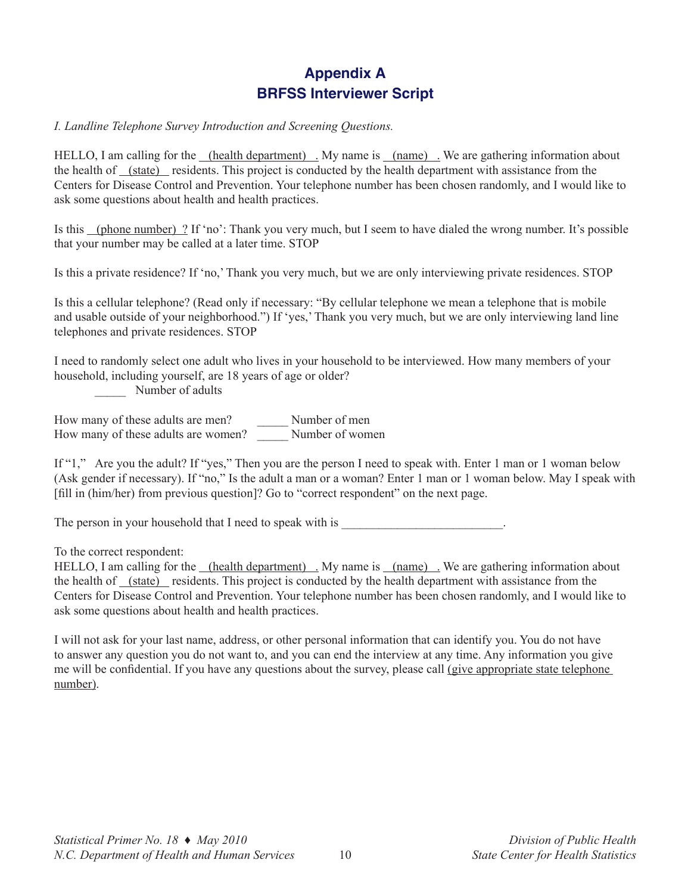# Appendix A
# BRFSS Interviewer Script

*I. Landline Telephone Survey Introduction and Screening Questions.*

HELLO, I am calling for the (health department) . My name is (name) . We are gathering information about the health of (state) residents. This project is conducted by the health department with assistance from the Centers for Disease Control and Prevention. Your telephone number has been chosen randomly, and I would like to ask some questions about health and health practices.

Is this (phone number) ? If 'no': Thank you very much, but I seem to have dialed the wrong number. It's possible that your number may be called at a later time. STOP

Is this a private residence? If 'no,' Thank you very much, but we are only interviewing private residences. STOP

Is this a cellular telephone? (Read only if necessary: "By cellular telephone we mean a telephone that is mobile and usable outside of your neighborhood.") If 'yes,' Thank you very much, but we are only interviewing land line telephones and private residences. STOP

I need to randomly select one adult who lives in your household to be interviewed. How many members of your household, including yourself, are 18 years of age or older?

_____ Number of adults

How many of these adults are men? _____ Number of men
How many of these adults are women? _____ Number of women

If "1," Are you the adult? If "yes," Then you are the person I need to speak with. Enter 1 man or 1 woman below (Ask gender if necessary). If "no," Is the adult a man or a woman? Enter 1 man or 1 woman below. May I speak with [fill in (him/her) from previous question]? Go to "correct respondent" on the next page.

The person in your household that I need to speak with is __________________________.

To the correct respondent:
HELLO, I am calling for the (health department) . My name is (name) . We are gathering information about the health of (state) residents. This project is conducted by the health department with assistance from the Centers for Disease Control and Prevention. Your telephone number has been chosen randomly, and I would like to ask some questions about health and health practices.

I will not ask for your last name, address, or other personal information that can identify you. You do not have to answer any question you do not want to, and you can end the interview at any time. Any information you give me will be confidential. If you have any questions about the survey, please call (give appropriate state telephone number).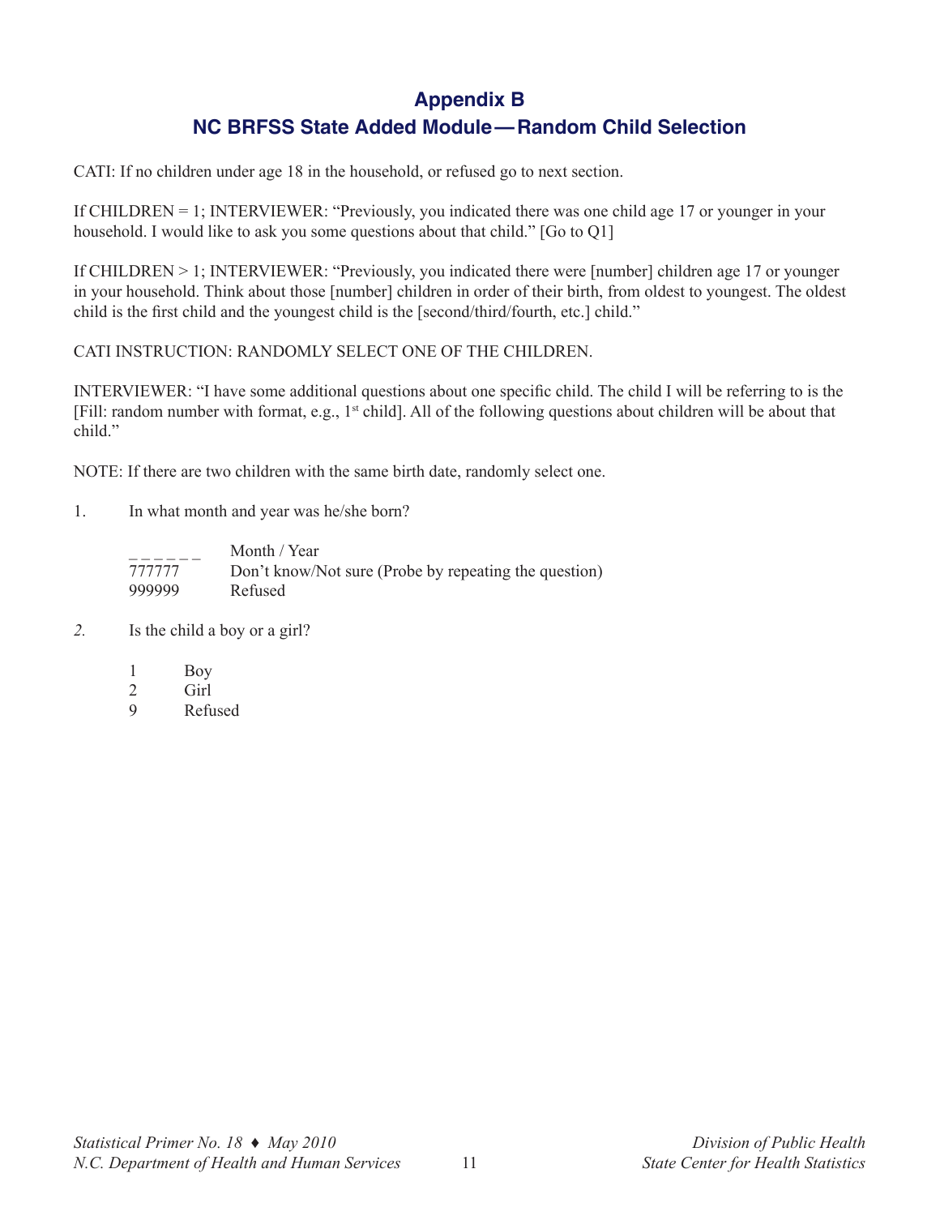# Appendix B

## NC BRFSS State Added Module — Random Child Selection

CATI: If no children under age 18 in the household, or refused go to next section.

If CHILDREN = 1; INTERVIEWER: "Previously, you indicated there was one child age 17 or younger in your household. I would like to ask you some questions about that child." [Go to Q1]

If CHILDREN > 1; INTERVIEWER: "Previously, you indicated there were [number] children age 17 or younger in your household. Think about those [number] children in order of their birth, from oldest to youngest. The oldest child is the first child and the youngest child is the [second/third/fourth, etc.] child."

CATI INSTRUCTION: RANDOMLY SELECT ONE OF THE CHILDREN.

INTERVIEWER: "I have some additional questions about one specific child. The child I will be referring to is the [Fill: random number with format, e.g., 1st child]. All of the following questions about children will be about that child."

NOTE: If there are two children with the same birth date, randomly select one.

1. In what month and year was he/she born?

   _ _ _ _ _ _ Month / Year
   777777 Don't know/Not sure (Probe by repeating the question)
   999999 Refused

*2.* Is the child a boy or a girl?

   1 Boy
   2 Girl
   9 Refused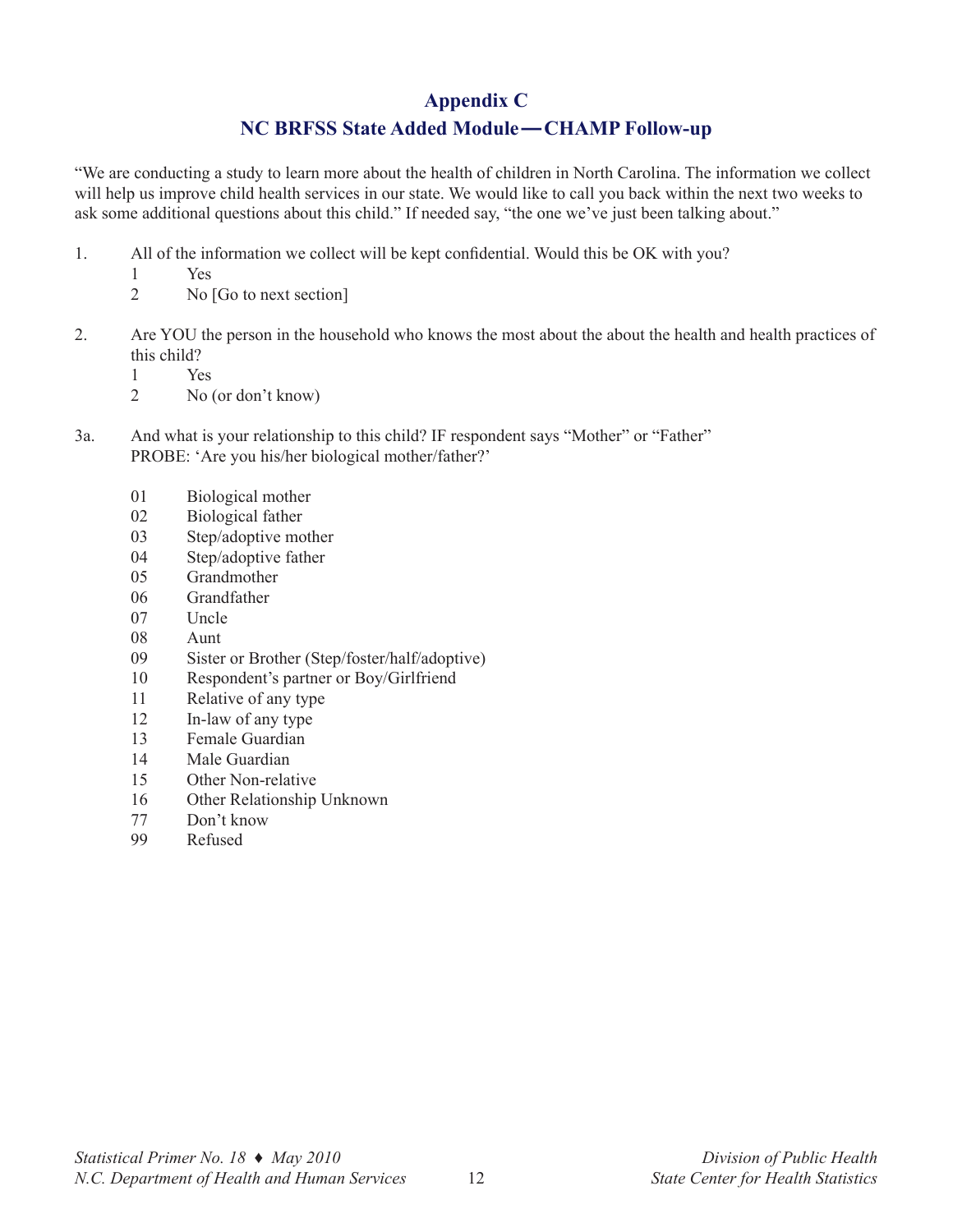# Appendix C

## NC BRFSS State Added Module—CHAMP Follow-up

"We are conducting a study to learn more about the health of children in North Carolina. The information we collect will help us improve child health services in our state. We would like to call you back within the next two weeks to ask some additional questions about this child." If needed say, "the one we've just been talking about."

1. All of the information we collect will be kept confidential. Would this be OK with you?
   - 1 Yes
   - 2 No [Go to next section]

2. Are YOU the person in the household who knows the most about the about the health and health practices of this child?
   - 1 Yes
   - 2 No (or don't know)

3a. And what is your relationship to this child? IF respondent says "Mother" or "Father" PROBE: 'Are you his/her biological mother/father?'

   - 01 Biological mother
   - 02 Biological father
   - 03 Step/adoptive mother
   - 04 Step/adoptive father
   - 05 Grandmother
   - 06 Grandfather
   - 07 Uncle
   - 08 Aunt
   - 09 Sister or Brother (Step/foster/half/adoptive)
   - 10 Respondent's partner or Boy/Girlfriend
   - 11 Relative of any type
   - 12 In-law of any type
   - 13 Female Guardian
   - 14 Male Guardian
   - 15 Other Non-relative
   - 16 Other Relationship Unknown
   - 77 Don't know
   - 99 Refused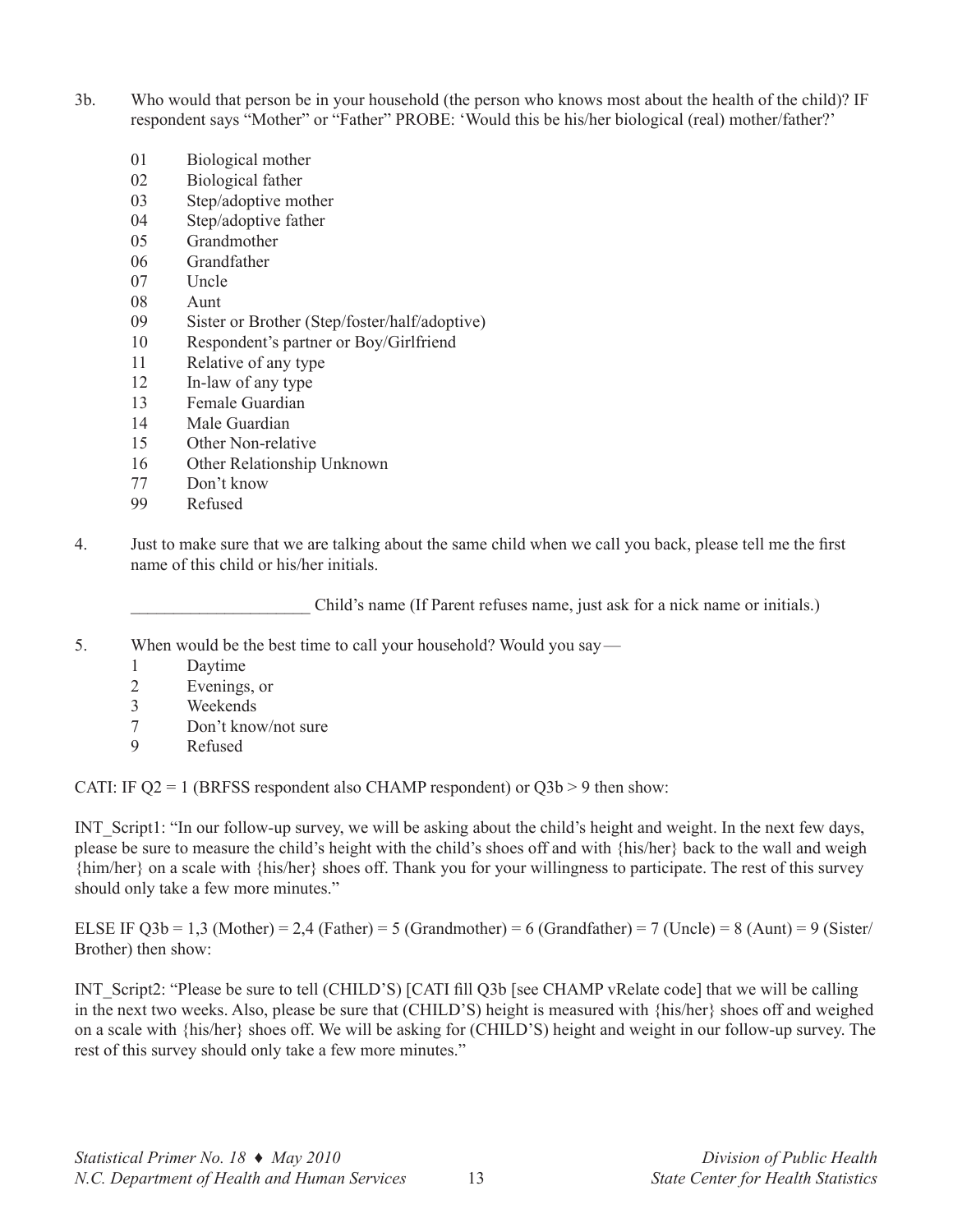3b. Who would that person be in your household (the person who knows most about the health of the child)? IF respondent says "Mother" or "Father" PROBE: 'Would this be his/her biological (real) mother/father?'

- 01 Biological mother
- 02 Biological father
- 03 Step/adoptive mother
- 04 Step/adoptive father
- 05 Grandmother
- 06 Grandfather
- 07 Uncle
- 08 Aunt
- 09 Sister or Brother (Step/foster/half/adoptive)
- 10 Respondent's partner or Boy/Girlfriend
- 11 Relative of any type
- 12 In-law of any type
- 13 Female Guardian
- 14 Male Guardian
- 15 Other Non-relative
- 16 Other Relationship Unknown
- 77 Don't know
- 99 Refused

4. Just to make sure that we are talking about the same child when we call you back, please tell me the first name of this child or his/her initials.

_____________________ Child's name (If Parent refuses name, just ask for a nick name or initials.)

5. When would be the best time to call your household? Would you say—

- 1 Daytime
- 2 Evenings, or
- 3 Weekends
- 7 Don't know/not sure
- 9 Refused

CATI: IF Q2 = 1 (BRFSS respondent also CHAMP respondent) or Q3b > 9 then show:

INT_Script1: "In our follow-up survey, we will be asking about the child's height and weight. In the next few days, please be sure to measure the child's height with the child's shoes off and with {his/her} back to the wall and weigh {him/her} on a scale with {his/her} shoes off. Thank you for your willingness to participate. The rest of this survey should only take a few more minutes."

ELSE IF Q3b = 1,3 (Mother) = 2,4 (Father) = 5 (Grandmother) = 6 (Grandfather) = 7 (Uncle) = 8 (Aunt) = 9 (Sister/Brother) then show:

INT_Script2: "Please be sure to tell (CHILD'S) [CATI fill Q3b [see CHAMP vRelate code] that we will be calling in the next two weeks. Also, please be sure that (CHILD'S) height is measured with {his/her} shoes off and weighed on a scale with {his/her} shoes off. We will be asking for (CHILD'S) height and weight in our follow-up survey. The rest of this survey should only take a few more minutes."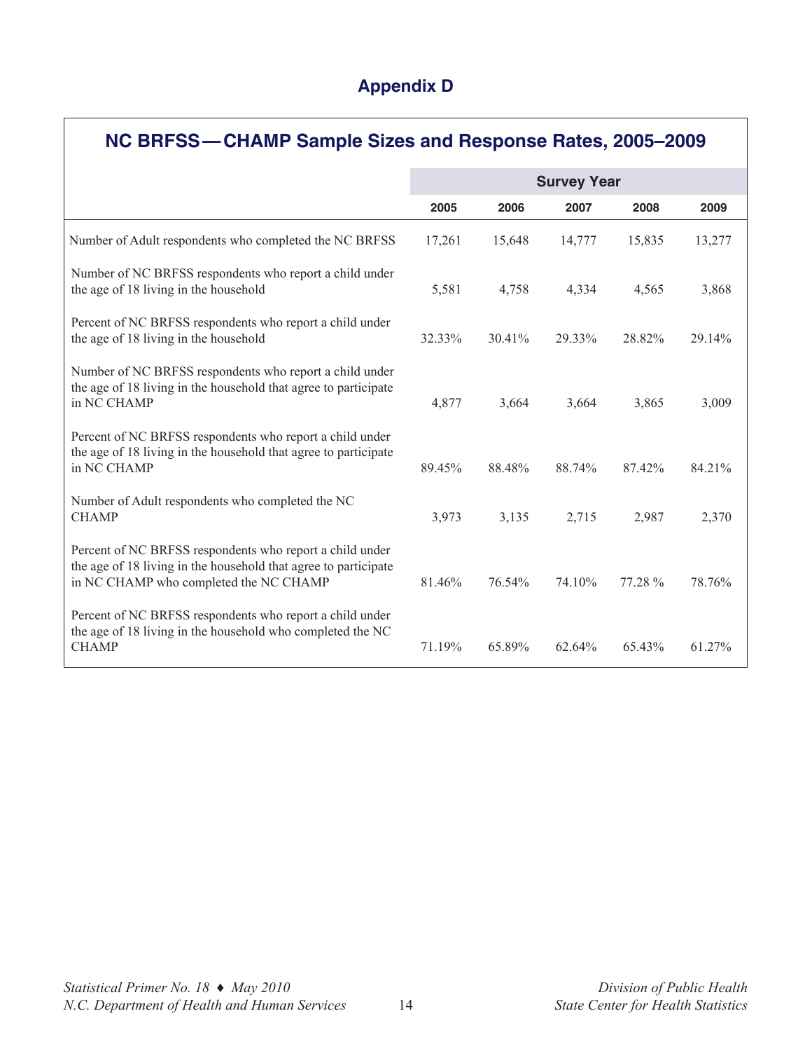# Appendix D

## NC BRFSS—CHAMP Sample Sizes and Response Rates, 2005–2009

| | Survey Year | | | | |
|---|---|---|---|---|---|
| | 2005 | 2006 | 2007 | 2008 | 2009 |
| Number of Adult respondents who completed the NC BRFSS | 17,261 | 15,648 | 14,777 | 15,835 | 13,277 |
| Number of NC BRFSS respondents who report a child under the age of 18 living in the household | 5,581 | 4,758 | 4,334 | 4,565 | 3,868 |
| Percent of NC BRFSS respondents who report a child under the age of 18 living in the household | 32.33% | 30.41% | 29.33% | 28.82% | 29.14% |
| Number of NC BRFSS respondents who report a child under the age of 18 living in the household that agree to participate in NC CHAMP | 4,877 | 3,664 | 3,664 | 3,865 | 3,009 |
| Percent of NC BRFSS respondents who report a child under the age of 18 living in the household that agree to participate in NC CHAMP | 89.45% | 88.48% | 88.74% | 87.42% | 84.21% |
| Number of Adult respondents who completed the NC CHAMP | 3,973 | 3,135 | 2,715 | 2,987 | 2,370 |
| Percent of NC BRFSS respondents who report a child under the age of 18 living in the household that agree to participate in NC CHAMP who completed the NC CHAMP | 81.46% | 76.54% | 74.10% | 77.28 % | 78.76% |
| Percent of NC BRFSS respondents who report a child under the age of 18 living in the household who completed the NC CHAMP | 71.19% | 65.89% | 62.64% | 65.43% | 61.27% |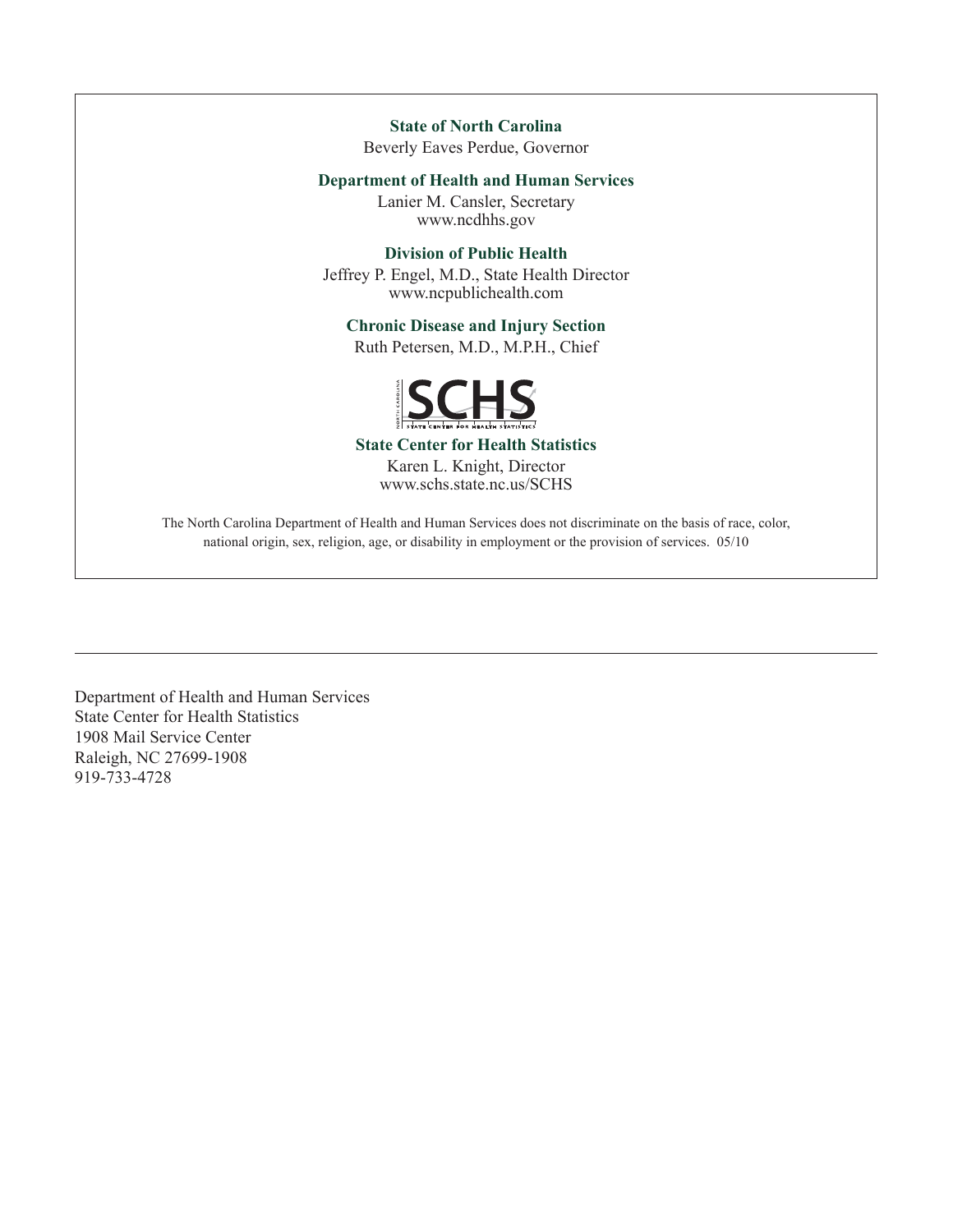**State of North Carolina**

Beverly Eaves Perdue, Governor

**Department of Health and Human Services**

Lanier M. Cansler, Secretary
www.ncdhhs.gov

**Division of Public Health**

Jeffrey P. Engel, M.D., State Health Director
www.ncpublichealth.com

**Chronic Disease and Injury Section**

Ruth Petersen, M.D., M.P.H., Chief

SCHS
NORTH CAROLINA
STATE CENTER FOR HEALTH STATISTICS

**State Center for Health Statistics**

Karen L. Knight, Director
www.schs.state.nc.us/SCHS

The North Carolina Department of Health and Human Services does not discriminate on the basis of race, color, national origin, sex, religion, age, or disability in employment or the provision of services. 05/10

---

Department of Health and Human Services
State Center for Health Statistics
1908 Mail Service Center
Raleigh, NC 27699-1908
919-733-4728